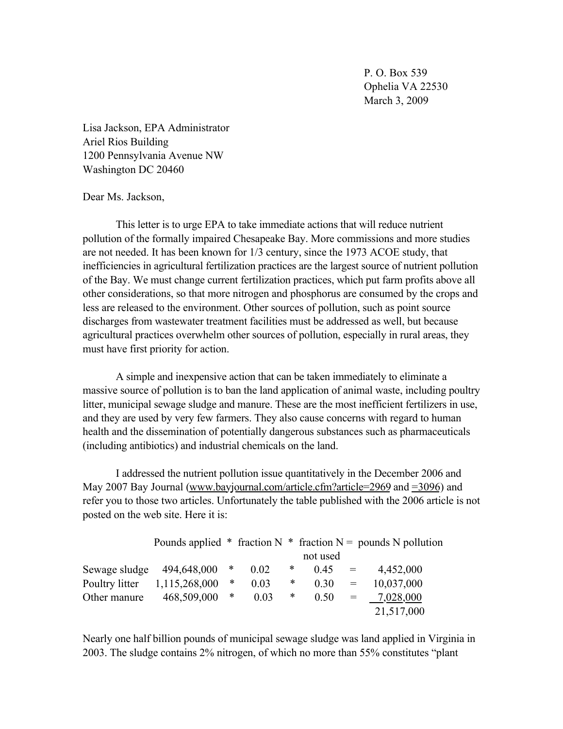P. O. Box 539
Ophelia VA 22530
March 3, 2009

Lisa Jackson, EPA Administrator
Ariel Rios Building
1200 Pennsylvania Avenue NW
Washington DC 20460

Dear Ms. Jackson,

This letter is to urge EPA to take immediate actions that will reduce nutrient pollution of the formally impaired Chesapeake Bay. More commissions and more studies are not needed. It has been known for 1/3 century, since the 1973 ACOE study, that inefficiencies in agricultural fertilization practices are the largest source of nutrient pollution of the Bay. We must change current fertilization practices, which put farm profits above all other considerations, so that more nitrogen and phosphorus are consumed by the crops and less are released to the environment. Other sources of pollution, such as point source discharges from wastewater treatment facilities must be addressed as well, but because agricultural practices overwhelm other sources of pollution, especially in rural areas, they must have first priority for action.

A simple and inexpensive action that can be taken immediately to eliminate a massive source of pollution is to ban the land application of animal waste, including poultry litter, municipal sewage sludge and manure. These are the most inefficient fertilizers in use, and they are used by very few farmers. They also cause concerns with regard to human health and the dissemination of potentially dangerous substances such as pharmaceuticals (including antibiotics) and industrial chemicals on the land.

I addressed the nutrient pollution issue quantitatively in the December 2006 and May 2007 Bay Journal (www.bayjournal.com/article.cfm?article=2969 and =3096) and refer you to those two articles. Unfortunately the table published with the 2006 article is not posted on the web site. Here it is:

| | Pounds applied | * | fraction N | * | fraction N not used | = | pounds N pollution |
|---|---|---|---|---|---|---|---|
| Sewage sludge | 494,648,000 | * | 0.02 | * | 0.45 | = | 4,452,000 |
| Poultry litter | 1,115,268,000 | * | 0.03 | * | 0.30 | = | 10,037,000 |
| Other manure | 468,509,000 | * | 0.03 | * | 0.50 | = | 7,028,000 |
| | | | | | | | 21,517,000 |

Nearly one half billion pounds of municipal sewage sludge was land applied in Virginia in 2003. The sludge contains 2% nitrogen, of which no more than 55% constitutes "plant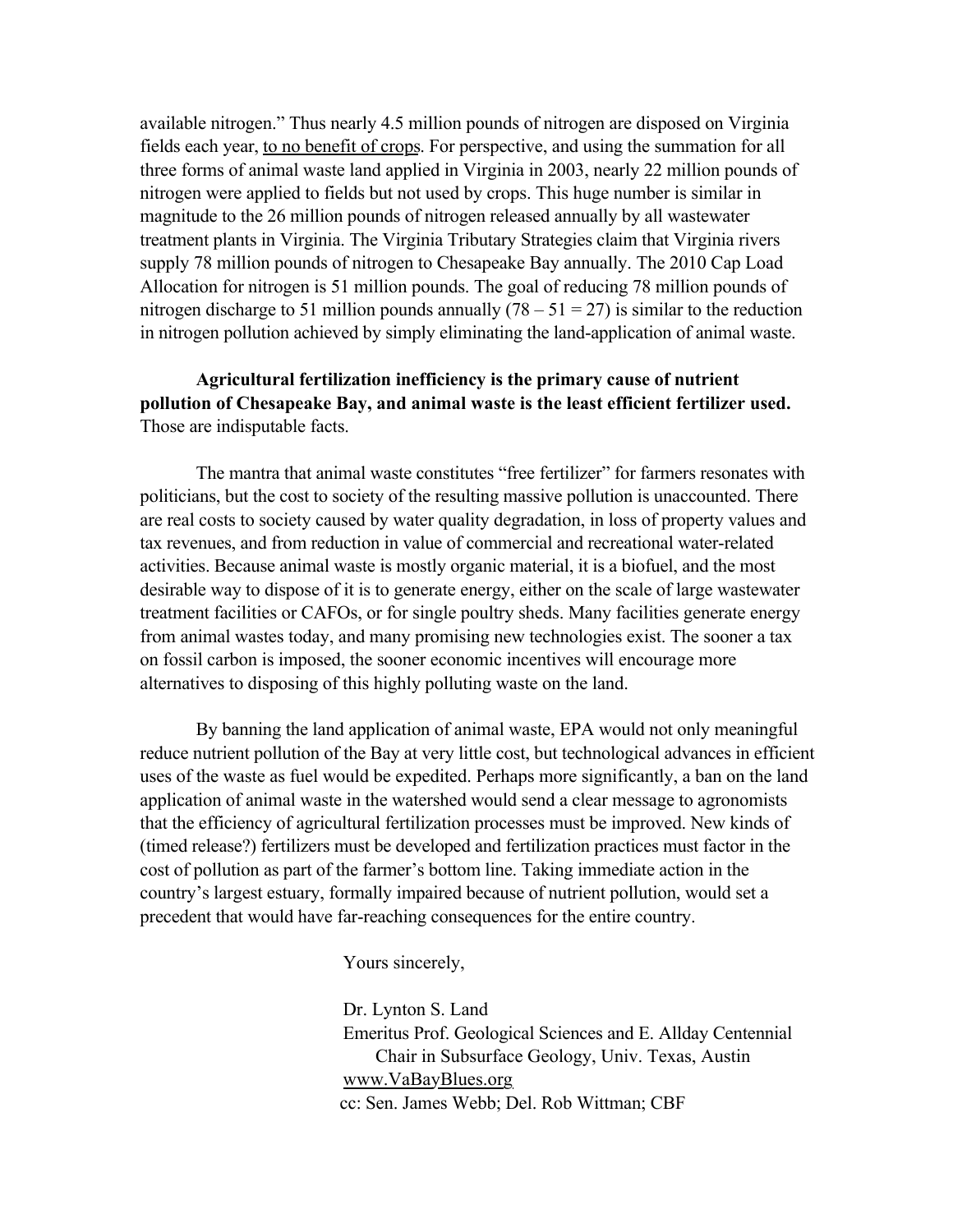available nitrogen." Thus nearly 4.5 million pounds of nitrogen are disposed on Virginia fields each year, <u>to no benefit of crops</u>. For perspective, and using the summation for all three forms of animal waste land applied in Virginia in 2003, nearly 22 million pounds of nitrogen were applied to fields but not used by crops. This huge number is similar in magnitude to the 26 million pounds of nitrogen released annually by all wastewater treatment plants in Virginia. The Virginia Tributary Strategies claim that Virginia rivers supply 78 million pounds of nitrogen to Chesapeake Bay annually. The 2010 Cap Load Allocation for nitrogen is 51 million pounds. The goal of reducing 78 million pounds of nitrogen discharge to 51 million pounds annually (78 – 51 = 27) is similar to the reduction in nitrogen pollution achieved by simply eliminating the land-application of animal waste.

**Agricultural fertilization inefficiency is the primary cause of nutrient pollution of Chesapeake Bay, and animal waste is the least efficient fertilizer used.** Those are indisputable facts.

The mantra that animal waste constitutes "free fertilizer" for farmers resonates with politicians, but the cost to society of the resulting massive pollution is unaccounted. There are real costs to society caused by water quality degradation, in loss of property values and tax revenues, and from reduction in value of commercial and recreational water-related activities. Because animal waste is mostly organic material, it is a biofuel, and the most desirable way to dispose of it is to generate energy, either on the scale of large wastewater treatment facilities or CAFOs, or for single poultry sheds. Many facilities generate energy from animal wastes today, and many promising new technologies exist. The sooner a tax on fossil carbon is imposed, the sooner economic incentives will encourage more alternatives to disposing of this highly polluting waste on the land.

By banning the land application of animal waste, EPA would not only meaningful reduce nutrient pollution of the Bay at very little cost, but technological advances in efficient uses of the waste as fuel would be expedited. Perhaps more significantly, a ban on the land application of animal waste in the watershed would send a clear message to agronomists that the efficiency of agricultural fertilization processes must be improved. New kinds of (timed release?) fertilizers must be developed and fertilization practices must factor in the cost of pollution as part of the farmer's bottom line. Taking immediate action in the country's largest estuary, formally impaired because of nutrient pollution, would set a precedent that would have far-reaching consequences for the entire country.

Yours sincerely,

Dr. Lynton S. Land
Emeritus Prof. Geological Sciences and E. Allday Centennial Chair in Subsurface Geology, Univ. Texas, Austin
www.VaBayBlues.org
cc: Sen. James Webb; Del. Rob Wittman; CBF